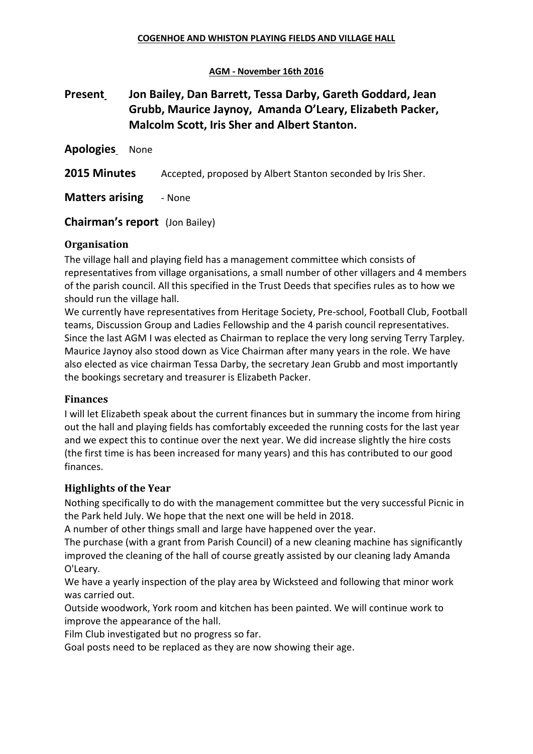**COGENHOE AND WHISTON PLAYING FIELDS AND VILLAGE HALL**

**AGM - November 16th 2016**

## Present Jon Bailey, Dan Barrett, Tessa Darby, Gareth Goddard, Jean Grubb, Maurice Jaynoy, Amanda O'Leary, Elizabeth Packer, Malcolm Scott, Iris Sher and Albert Stanton.

**Apologies** None

**2015 Minutes** Accepted, proposed by Albert Stanton seconded by Iris Sher.

**Matters arising** - None

**Chairman's report** (Jon Bailey)

### Organisation

The village hall and playing field has a management committee which consists of representatives from village organisations, a small number of other villagers and 4 members of the parish council. All this specified in the Trust Deeds that specifies rules as to how we should run the village hall.

We currently have representatives from Heritage Society, Pre-school, Football Club, Football teams, Discussion Group and Ladies Fellowship and the 4 parish council representatives. Since the last AGM I was elected as Chairman to replace the very long serving Terry Tarpley. Maurice Jaynoy also stood down as Vice Chairman after many years in the role. We have also elected as vice chairman Tessa Darby, the secretary Jean Grubb and most importantly the bookings secretary and treasurer is Elizabeth Packer.

### Finances

I will let Elizabeth speak about the current finances but in summary the income from hiring out the hall and playing fields has comfortably exceeded the running costs for the last year and we expect this to continue over the next year. We did increase slightly the hire costs (the first time is has been increased for many years) and this has contributed to our good finances.

### Highlights of the Year

Nothing specifically to do with the management committee but the very successful Picnic in the Park held July. We hope that the next one will be held in 2018.

A number of other things small and large have happened over the year.

The purchase (with a grant from Parish Council) of a new cleaning machine has significantly improved the cleaning of the hall of course greatly assisted by our cleaning lady Amanda O'Leary.

We have a yearly inspection of the play area by Wicksteed and following that minor work was carried out.

Outside woodwork, York room and kitchen has been painted. We will continue work to improve the appearance of the hall.

Film Club investigated but no progress so far.

Goal posts need to be replaced as they are now showing their age.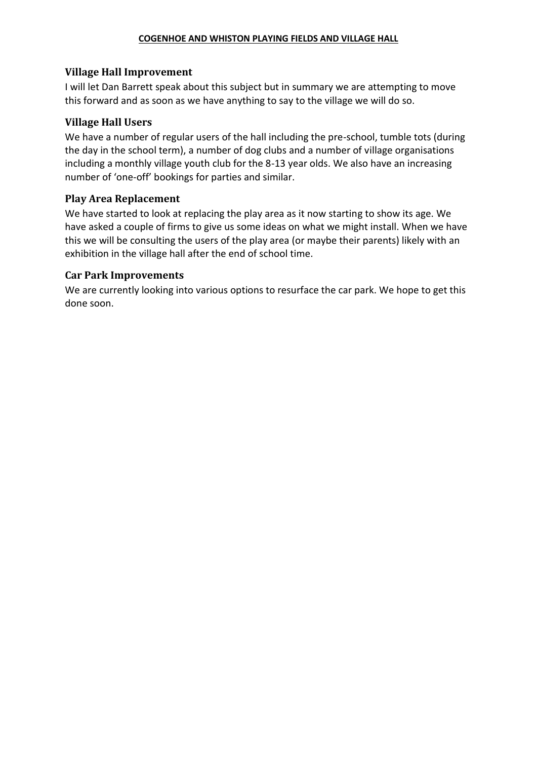**COGENHOE AND WHISTON PLAYING FIELDS AND VILLAGE HALL**

### Village Hall Improvement

I will let Dan Barrett speak about this subject but in summary we are attempting to move this forward and as soon as we have anything to say to the village we will do so.

### Village Hall Users

We have a number of regular users of the hall including the pre-school, tumble tots (during the day in the school term), a number of dog clubs and a number of village organisations including a monthly village youth club for the 8-13 year olds. We also have an increasing number of 'one-off' bookings for parties and similar.

### Play Area Replacement

We have started to look at replacing the play area as it now starting to show its age. We have asked a couple of firms to give us some ideas on what we might install. When we have this we will be consulting the users of the play area (or maybe their parents) likely with an exhibition in the village hall after the end of school time.

### Car Park Improvements

We are currently looking into various options to resurface the car park. We hope to get this done soon.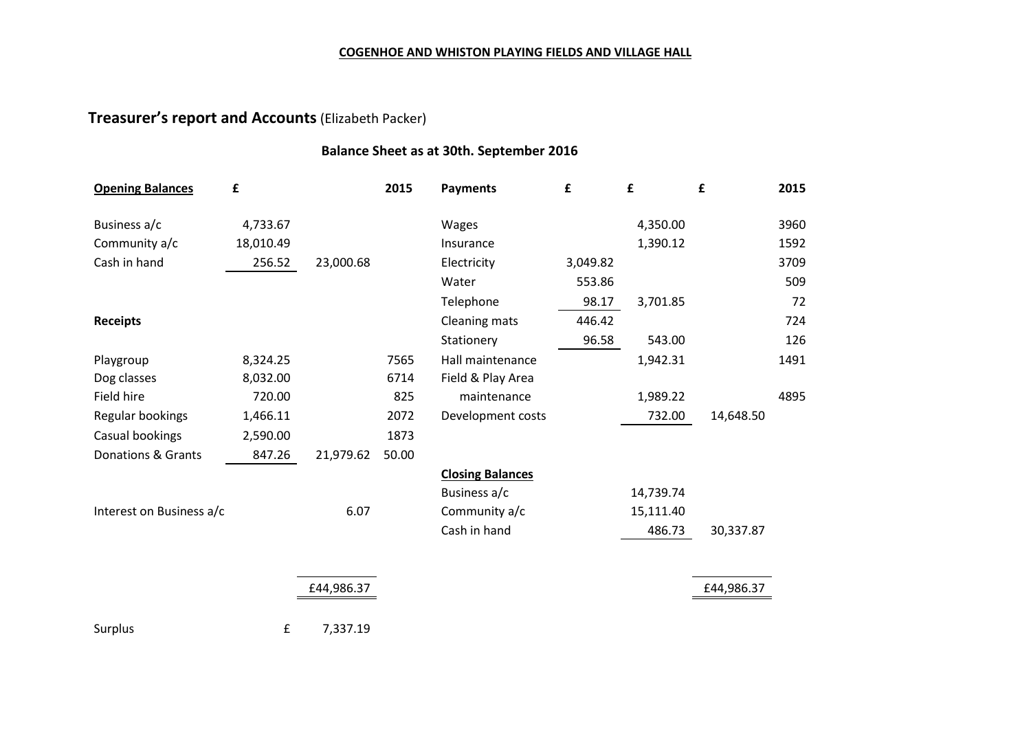**COGENHOE AND WHISTON PLAYING FIELDS AND VILLAGE HALL**

## Treasurer's report and Accounts (Elizabeth Packer)

### Balance Sheet as at 30th. September 2016

| **Opening Balances** | **£** | | **2015** | **Payments** | **£** | **£** | **£** | **2015** |
|---|---|---|---|---|---|---|---|---|
| Business a/c | 4,733.67 | | | Wages | | 4,350.00 | | 3960 |
| Community a/c | 18,010.49 | | | Insurance | | 1,390.12 | | 1592 |
| Cash in hand | 256.52 | 23,000.68 | | Electricity | 3,049.82 | | | 3709 |
| | | | | Water | 553.86 | | | 509 |
| | | | | Telephone | 98.17 | 3,701.85 | | 72 |
| **Receipts** | | | | Cleaning mats | 446.42 | | | 724 |
| | | | | Stationery | 96.58 | 543.00 | | 126 |
| Playgroup | 8,324.25 | | 7565 | Hall maintenance | | 1,942.31 | | 1491 |
| Dog classes | 8,032.00 | | 6714 | Field & Play Area | | | | |
| Field hire | 720.00 | | 825 | maintenance | | 1,989.22 | | 4895 |
| Regular bookings | 1,466.11 | | 2072 | Development costs | | 732.00 | 14,648.50 | |
| Casual bookings | 2,590.00 | | 1873 | | | | | |
| Donations & Grants | 847.26 | 21,979.62 | 50.00 | | | | | |
| | | | | **Closing Balances** | | | | |
| | | | | Business a/c | | 14,739.74 | | |
| Interest on Business a/c | | 6.07 | | Community a/c | | 15,111.40 | | |
| | | | | Cash in hand | | 486.73 | 30,337.87 | |
| | | £44,986.37 | | | | | £44,986.37 | |
| Surplus | £ | 7,337.19 | | | | | | |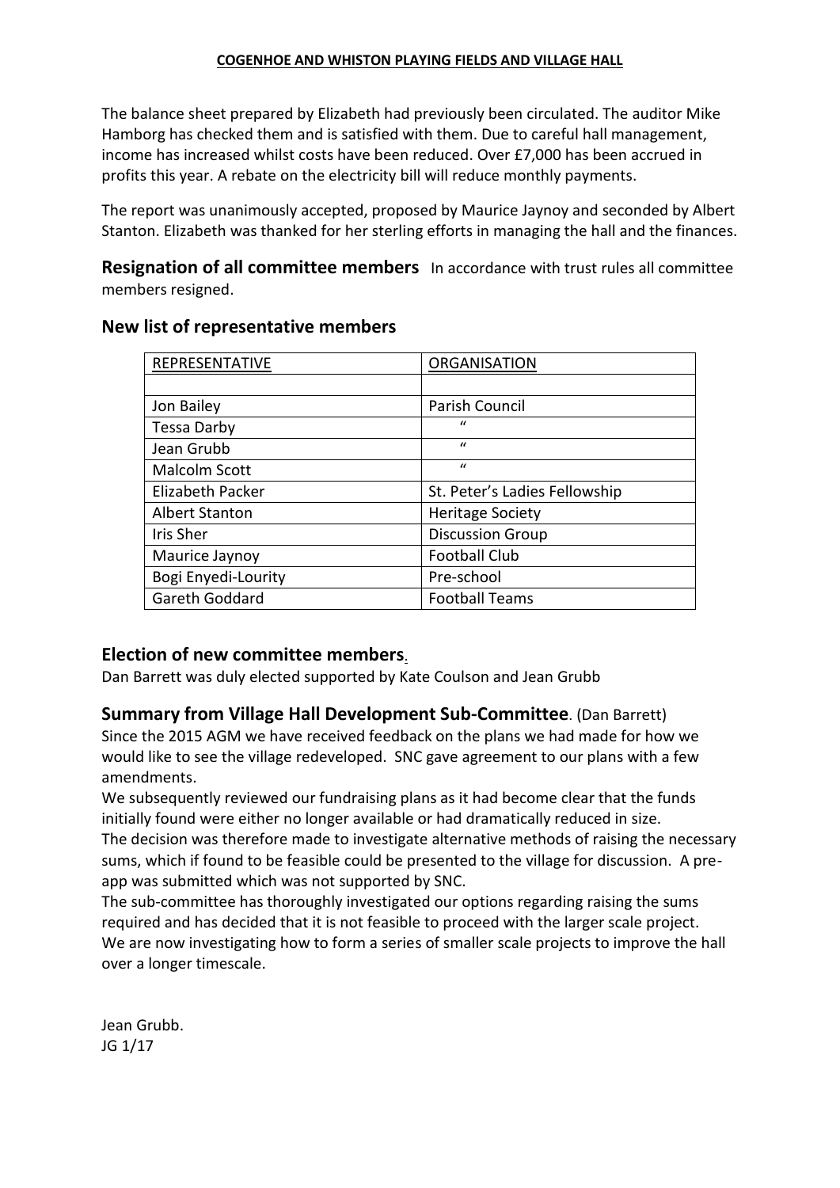The balance sheet prepared by Elizabeth had previously been circulated. The auditor Mike Hamborg has checked them and is satisfied with them. Due to careful hall management, income has increased whilst costs have been reduced. Over £7,000 has been accrued in profits this year. A rebate on the electricity bill will reduce monthly payments.

The report was unanimously accepted, proposed by Maurice Jaynoy and seconded by Albert Stanton. Elizabeth was thanked for her sterling efforts in managing the hall and the finances.

**Resignation of all committee members** In accordance with trust rules all committee members resigned.

## New list of representative members

| REPRESENTATIVE | ORGANISATION |
|---|---|
| | |
| Jon Bailey | Parish Council |
| Tessa Darby | " |
| Jean Grubb | " |
| Malcolm Scott | " |
| Elizabeth Packer | St. Peter's Ladies Fellowship |
| Albert Stanton | Heritage Society |
| Iris Sher | Discussion Group |
| Maurice Jaynoy | Football Club |
| Bogi Enyedi-Lourity | Pre-school |
| Gareth Goddard | Football Teams |

## Election of new committee members.

Dan Barrett was duly elected supported by Kate Coulson and Jean Grubb

## Summary from Village Hall Development Sub-Committee. (Dan Barrett)

Since the 2015 AGM we have received feedback on the plans we had made for how we would like to see the village redeveloped. SNC gave agreement to our plans with a few amendments.
We subsequently reviewed our fundraising plans as it had become clear that the funds initially found were either no longer available or had dramatically reduced in size.
The decision was therefore made to investigate alternative methods of raising the necessary sums, which if found to be feasible could be presented to the village for discussion. A pre-app was submitted which was not supported by SNC.
The sub-committee has thoroughly investigated our options regarding raising the sums required and has decided that it is not feasible to proceed with the larger scale project.
We are now investigating how to form a series of smaller scale projects to improve the hall over a longer timescale.

Jean Grubb.
JG 1/17